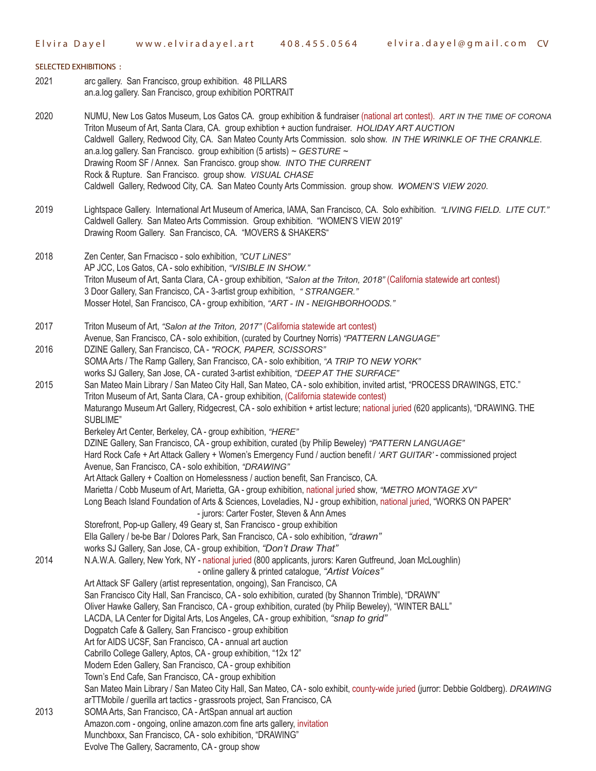Elvira Dayel    www.elviradayel.art    408.455.0564    elvira.dayel@gmail.com  CV

## SELECTED EXHIBITIONS :

**2021**

arc gallery. San Francisco, group exhibition. 48 PILLARS
an.a.log gallery. San Francisco, group exhibition PORTRAIT

**2020**

NUMU, New Los Gatos Museum, Los Gatos CA. group exhibition & fundraiser (national art contest). *ART IN THE TIME OF CORONA*
Triton Museum of Art, Santa Clara, CA. group exhibtion + auction fundraiser. *HOLIDAY ART AUCTION*
Caldwell Gallery, Redwood City, CA. San Mateo County Arts Commission. solo show. *IN THE WRINKLE OF THE CRANKLE.*
an.a.log gallery. San Francisco. group exhibition (5 artists) ~ *GESTURE* ~
Drawing Room SF / Annex. San Francisco. group show. *INTO THE CURRENT*
Rock & Rupture. San Francisco. group show. *VISUAL CHASE*
Caldwell Gallery, Redwood City, CA. San Mateo County Arts Commission. group show. *WOMEN'S VIEW 2020.*

**2019**

Lightspace Gallery. International Art Museum of America, IAMA, San Francisco, CA. Solo exhibition. *"LIVING FIELD. LITE CUT."*
Caldwell Gallery. San Mateo Arts Commission. Group exhibition. "WOMEN'S VIEW 2019"
Drawing Room Gallery. San Francisco, CA. "MOVERS & SHAKERS"

**2018**

Zen Center, San Frnacisco - solo exhibition, *"CUT LiNES"*
AP JCC, Los Gatos, CA - solo exhibition, *"VISIBLE IN SHOW."*
Triton Museum of Art, Santa Clara, CA - group exhibition, *"Salon at the Triton, 2018"* (California statewide art contest)
3 Door Gallery, San Francisco, CA - 3-artist group exhibition, *" STRANGER."*
Mosser Hotel, San Francisco, CA - group exhibition, *"ART - IN - NEIGHBORHOODS."*

**2017**

Triton Museum of Art, *"Salon at the Triton, 2017"* (California statewide art contest)
Avenue, San Francisco, CA - solo exhibition, (curated by Courtney Norris) *"PATTERN LANGUAGE"*

**2016**

DZINE Gallery, San Francisco, CA - *"ROCK, PAPER, SCISSORS"*
SOMA Arts / The Ramp Gallery, San Francisco, CA - solo exhibition, *"A TRIP TO NEW YORK"*
works SJ Gallery, San Jose, CA - curated 3-artist exhibition, *"DEEP AT THE SURFACE"*

**2015**

San Mateo Main Library / San Mateo City Hall, San Mateo, CA - solo exhibition, invited artist, "PROCESS DRAWINGS, ETC."
Triton Museum of Art, Santa Clara, CA - group exhibition, (California statewide contest)
Maturango Museum Art Gallery, Ridgecrest, CA - solo exhibition + artist lecture; national juried (620 applicants), "DRAWING. THE SUBLIME"
Berkeley Art Center, Berkeley, CA - group exhibition, *"HERE"*
DZINE Gallery, San Francisco, CA - group exhibition, curated (by Philip Beweley) *"PATTERN LANGUAGE"*
Hard Rock Cafe + Art Attack Gallery + Women's Emergency Fund / auction benefit / *'ART GUITAR'* - commissioned project
Avenue, San Francisco, CA - solo exhibition, *"DRAWING"*
Art Attack Gallery + Coaltion on Homelessness / auction benefit, San Francisco, CA.
Marietta / Cobb Museum of Art, Marietta, GA - group exhibition, national juried show, *"METRO MONTAGE XV"*
Long Beach Island Foundation of Arts & Sciences, Loveladies, NJ - group exhibition, national juried, "WORKS ON PAPER"
- jurors: Carter Foster, Steven & Ann Ames
Storefront, Pop-up Gallery, 49 Geary st, San Francisco - group exhibition
Ella Gallery / be-be Bar / Dolores Park, San Francisco, CA - solo exhibition, *"drawn"*
works SJ Gallery, San Jose, CA - group exhibition, *"Don't Draw That"*

**2014**

N.A.W.A. Gallery, New York, NY - national juried (800 applicants, jurors: Karen Gutfreund, Joan McLoughlin)
- online gallery & printed catalogue, *"Artist Voices"*
Art Attack SF Gallery (artist representation, ongoing), San Francisco, CA
San Francisco City Hall, San Francisco, CA - solo exhibition, curated (by Shannon Trimble), "DRAWN"
Oliver Hawke Gallery, San Francisco, CA - group exhibition, curated (by Philip Beweley), "WINTER BALL"
LACDA, LA Center for Digital Arts, Los Angeles, CA - group exhibition, *"snap to grid"*
Dogpatch Cafe & Gallery, San Francisco - group exhibition
Art for AIDS UCSF, San Francisco, CA - annual art auction
Cabrillo College Gallery, Aptos, CA - group exhibition, "12x 12"
Modern Eden Gallery, San Francisco, CA - group exhibition
Town's End Cafe, San Francisco, CA - group exhibition
San Mateo Main Library / San Mateo City Hall, San Mateo, CA - solo exhibit, county-wide juried (jurror: Debbie Goldberg). *DRAWING*
arTTMobile / guerilla art tactics - grassroots project, San Francisco, CA

**2013**

SOMA Arts, San Francisco, CA - ArtSpan annual art auction
Amazon.com - ongoing, online amazon.com fine arts gallery, invitation
Munchboxx, San Francisco, CA - solo exhibition, "DRAWING"
Evolve The Gallery, Sacramento, CA - group show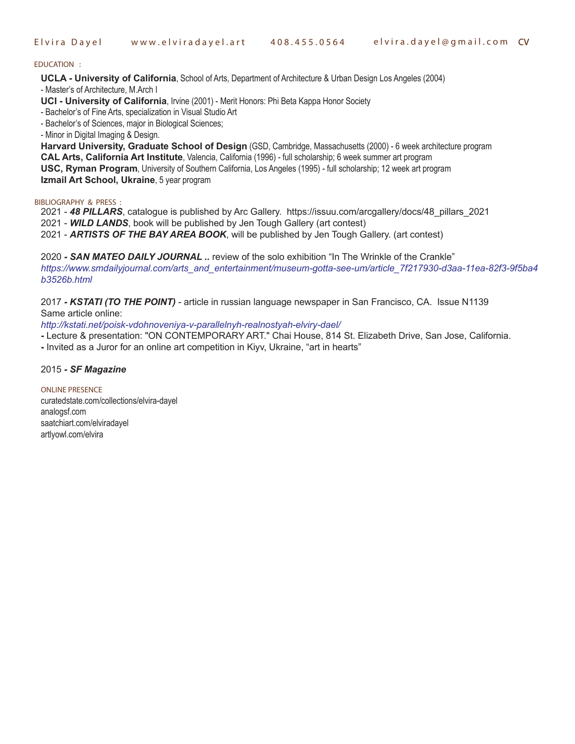## EDUCATION :

**UCLA - University of California**, School of Arts, Department of Architecture & Urban Design Los Angeles (2004)
- Master's of Architecture, M.Arch I

**UCI - University of California**, Irvine (2001) - Merit Honors: Phi Beta Kappa Honor Society
- Bachelor's of Fine Arts, specialization in Visual Studio Art
- Bachelor's of Sciences, major in Biological Sciences;
- Minor in Digital Imaging & Design.

**Harvard University, Graduate School of Design** (GSD, Cambridge, Massachusetts (2000) - 6 week architecture program
**CAL Arts, California Art Institute**, Valencia, California (1996) - full scholarship; 6 week summer art program
**USC, Ryman Program**, University of Southern California, Los Angeles (1995) - full scholarship; 12 week art program
**Izmail Art School, Ukraine**, 5 year program

## BIBLIOGRAPHY & PRESS :

2021 - ***48 PILLARS***, catalogue is published by Arc Gallery. https://issuu.com/arcgallery/docs/48_pillars_2021
2021 - ***WILD LANDS***, book will be published by Jen Tough Gallery (art contest)
2021 - ***ARTISTS OF THE BAY AREA BOOK***, will be published by Jen Tough Gallery. (art contest)

2020 ***- SAN MATEO DAILY JOURNAL ..*** review of the solo exhibition "In The Wrinkle of the Crankle"
*https://www.smdailyjournal.com/arts_and_entertainment/museum-gotta-see-um/article_7f217930-d3aa-11ea-82f3-9f5ba4b3526b.html*

2017 ***- KSTATI (TO THE POINT)*** - article in russian language newspaper in San Francisco, CA. Issue N1139
Same article online:
*http://kstati.net/poisk-vdohnoveniya-v-parallelnyh-realnostyah-elviry-dael/*
**-** Lecture & presentation: "ON CONTEMPORARY ART." Chai House, 814 St. Elizabeth Drive, San Jose, California.
**-** Invited as a Juror for an online art competition in Kiyv, Ukraine, "art in hearts"

2015 ***- SF Magazine***

## ONLINE PRESENCE

curatedstate.com/collections/elvira-dayel
analogsf.com
saatchiart.com/elviradayel
artlyowl.com/elvira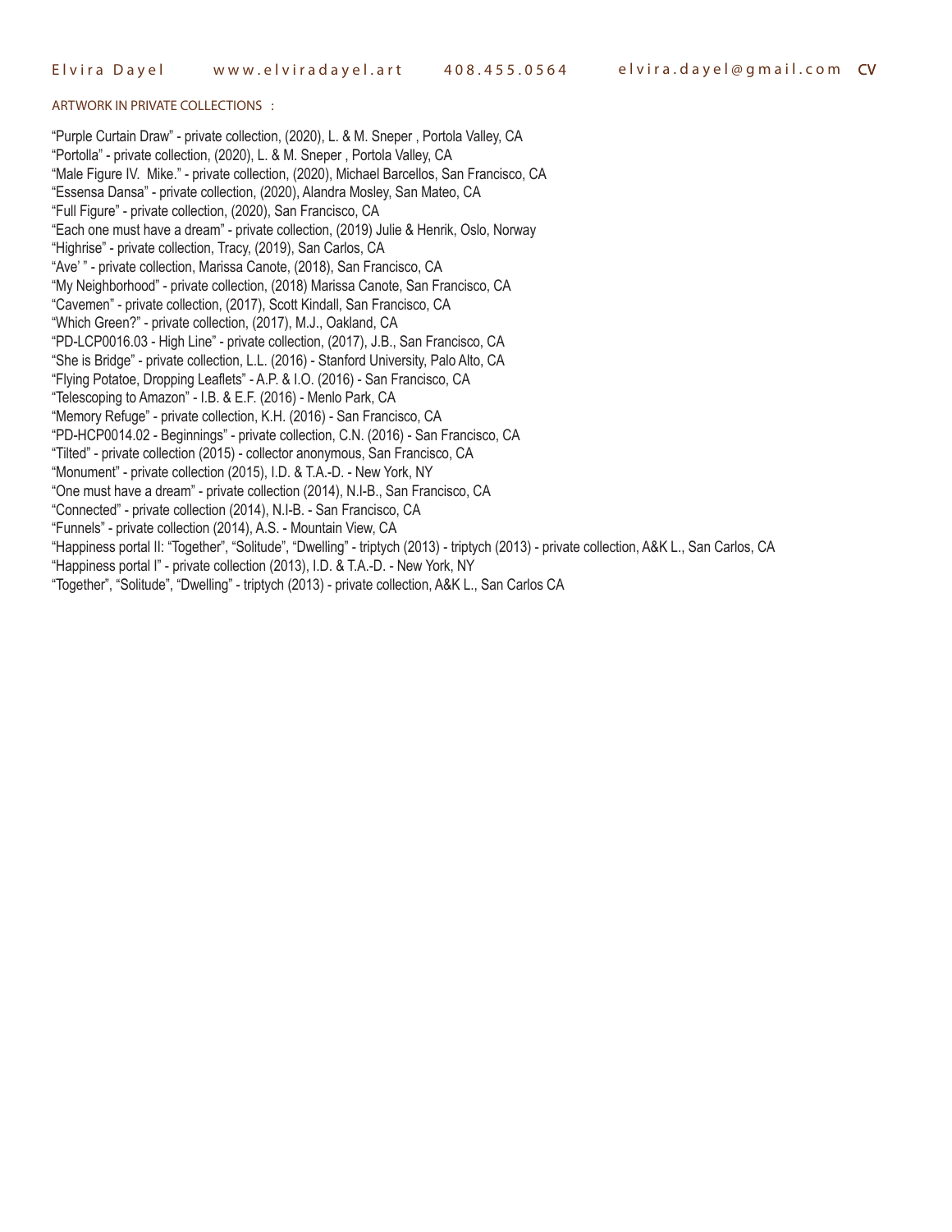## ARTWORK IN PRIVATE COLLECTIONS :

"Purple Curtain Draw" - private collection, (2020), L. & M. Sneper , Portola Valley, CA
"Portolla" - private collection, (2020), L. & M. Sneper , Portola Valley, CA
"Male Figure IV. Mike." - private collection, (2020), Michael Barcellos, San Francisco, CA
"Essensa Dansa" - private collection, (2020), Alandra Mosley, San Mateo, CA
"Full Figure" - private collection, (2020), San Francisco, CA
"Each one must have a dream" - private collection, (2019) Julie & Henrik, Oslo, Norway
"Highrise" - private collection, Tracy, (2019), San Carlos, CA
"Ave' " - private collection, Marissa Canote, (2018), San Francisco, CA
"My Neighborhood" - private collection, (2018) Marissa Canote, San Francisco, CA
"Cavemen" - private collection, (2017), Scott Kindall, San Francisco, CA
"Which Green?" - private collection, (2017), M.J., Oakland, CA
"PD-LCP0016.03 - High Line" - private collection, (2017), J.B., San Francisco, CA
"She is Bridge" - private collection, L.L. (2016) - Stanford University, Palo Alto, CA
"Flying Potatoe, Dropping Leaflets" - A.P. & I.O. (2016) - San Francisco, CA
"Telescoping to Amazon" - I.B. & E.F. (2016) - Menlo Park, CA
"Memory Refuge" - private collection, K.H. (2016) - San Francisco, CA
"PD-HCP0014.02 - Beginnings" - private collection, C.N. (2016) - San Francisco, CA
"Tilted" - private collection (2015) - collector anonymous, San Francisco, CA
"Monument" - private collection (2015), I.D. & T.A.-D. - New York, NY
"One must have a dream" - private collection (2014), N.I-B., San Francisco, CA
"Connected" - private collection (2014), N.I-B. - San Francisco, CA
"Funnels" - private collection (2014), A.S. - Mountain View, CA
"Happiness portal II: "Together", "Solitude", "Dwelling" - triptych (2013) - triptych (2013) - private collection, A&K L., San Carlos, CA
"Happiness portal I" - private collection (2013), I.D. & T.A.-D. - New York, NY
"Together", "Solitude", "Dwelling" - triptych (2013) - private collection, A&K L., San Carlos CA